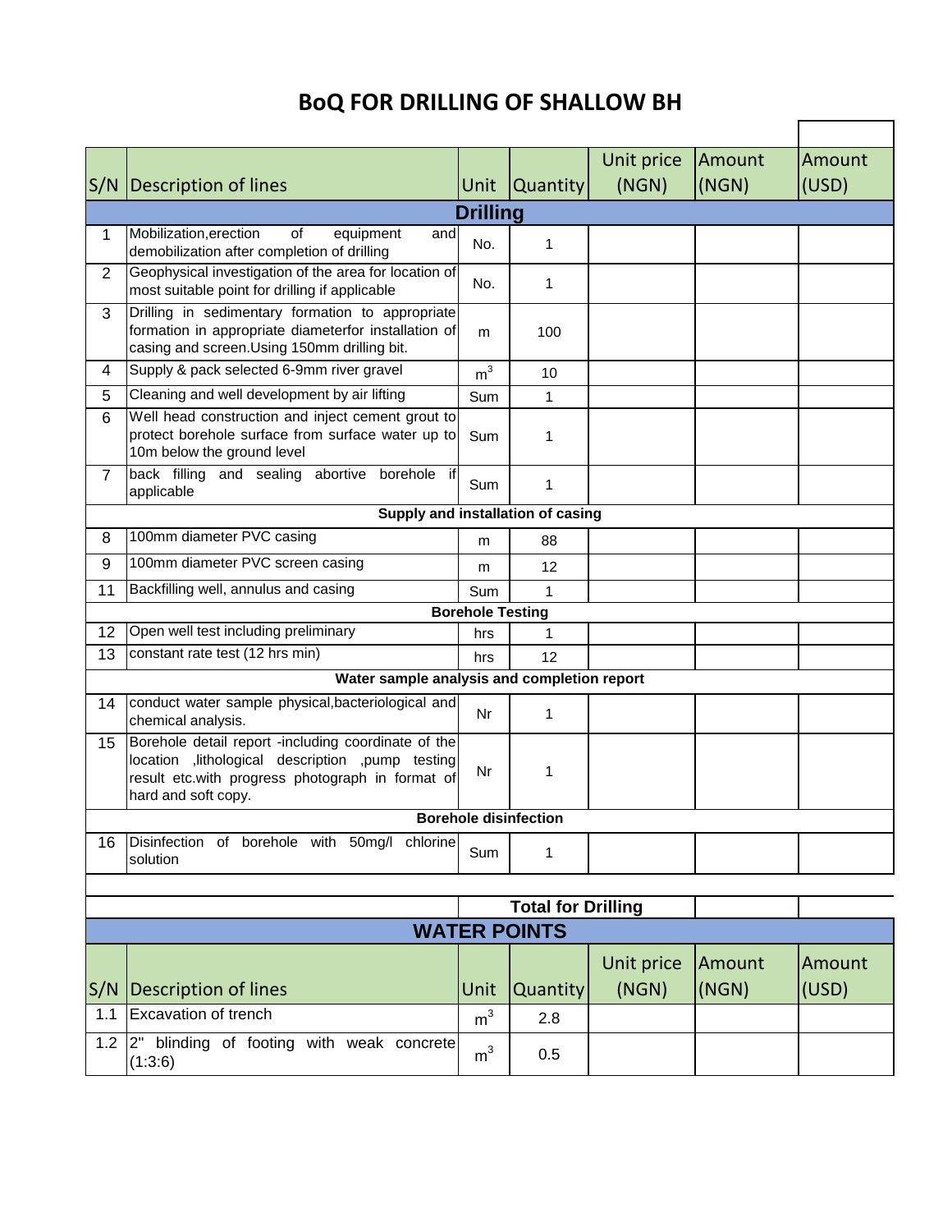# BoQ FOR DRILLING OF SHALLOW BH

| S/N | Description of lines | Unit | Quantity | Unit price (NGN) | Amount (NGN) | Amount (USD) |
|---|---|---|---|---|---|---|
| | **Drilling** | | | | | |
| 1 | Mobilization,erection of equipment and demobilization after completion of drilling | No. | 1 | | | |
| 2 | Geophysical investigation of the area for location of most suitable point for drilling if applicable | No. | 1 | | | |
| 3 | Drilling in sedimentary formation to appropriate formation in appropriate diameterfor installation of casing and screen.Using 150mm drilling bit. | m | 100 | | | |
| 4 | Supply & pack selected 6-9mm river gravel | $m^3$ | 10 | | | |
| 5 | Cleaning and well development by air lifting | Sum | 1 | | | |
| 6 | Well head construction and inject cement grout to protect borehole surface from surface water up to 10m below the ground level | Sum | 1 | | | |
| 7 | back filling and sealing abortive borehole if applicable | Sum | 1 | | | |
| | **Supply and installation of casing** | | | | | |
| 8 | 100mm diameter PVC casing | m | 88 | | | |
| 9 | 100mm diameter PVC screen casing | m | 12 | | | |
| 11 | Backfilling well, annulus and casing | Sum | 1 | | | |
| | **Borehole Testing** | | | | | |
| 12 | Open well test including preliminary | hrs | 1 | | | |
| 13 | constant rate test (12 hrs min) | hrs | 12 | | | |
| | **Water sample analysis and completion report** | | | | | |
| 14 | conduct water sample physical,bacteriological and chemical analysis. | Nr | 1 | | | |
| 15 | Borehole detail report -including coordinate of the location ,lithological description ,pump testing result etc.with progress photograph in format of hard and soft copy. | Nr | 1 | | | |
| | **Borehole disinfection** | | | | | |
| 16 | Disinfection of borehole with 50mg/l chlorine solution | Sum | 1 | | | |
| | | | | | | |
| | | **Total for Drilling** | | | | |

## WATER POINTS

| S/N | Description of lines | Unit | Quantity | Unit price (NGN) | Amount (NGN) | Amount (USD) |
|---|---|---|---|---|---|---|
| 1.1 | Excavation of trench | $m^3$ | 2.8 | | | |
| 1.2 | 2" blinding of footing with weak concrete (1:3:6) | $m^3$ | 0.5 | | | |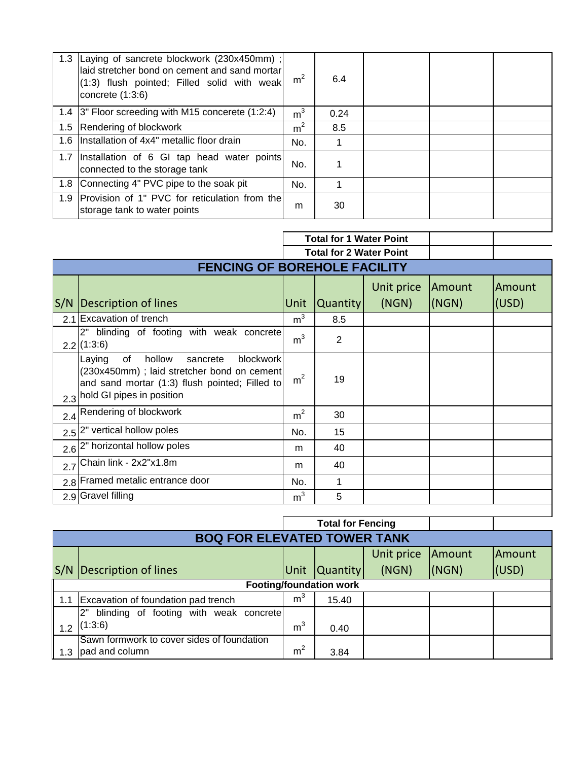| | | | | | | |
|---|---|---|---|---|---|---|
| 1.3 | Laying of sancrete blockwork (230x450mm) ; laid stretcher bond on cement and sand mortar (1:3) flush pointed; Filled solid with weak concrete (1:3:6) | $m^2$ | 6.4 | | | |
| 1.4 | 3" Floor screeding with M15 concerete (1:2:4) | $m^3$ | 0.24 | | | |
| 1.5 | Rendering of blockwork | $m^2$ | 8.5 | | | |
| 1.6 | Installation of 4x4" metallic floor drain | No. | 1 | | | |
| 1.7 | Installation of 6 GI tap head water points connected to the storage tank | No. | 1 | | | |
| 1.8 | Connecting 4" PVC pipe to the soak pit | No. | 1 | | | |
| 1.9 | Provision of 1" PVC for reticulation from the storage tank to water points | m | 30 | | | |
| | | | | | | |
| | | **Total for 1 Water Point** | | | | |
| | | **Total for 2 Water Point** | | | | |

## FENCING OF BOREHOLE FACILITY

| S/N | Description of lines | Unit | Quantity | Unit price (NGN) | Amount (NGN) | Amount (USD) |
|---|---|---|---|---|---|---|
| 2.1 | Excavation of trench | $m^3$ | 8.5 | | | |
| 2.2 | 2" blinding of footing with weak concrete (1:3:6) | $m^3$ | 2 | | | |
| 2.3 | Laying of hollow sancrete blockwork (230x450mm) ; laid stretcher bond on cement and sand mortar (1:3) flush pointed; Filled to hold GI pipes in position | $m^2$ | 19 | | | |
| 2.4 | Rendering of blockwork | $m^2$ | 30 | | | |
| 2.5 | 2" vertical hollow poles | No. | 15 | | | |
| 2.6 | 2" horizontal hollow poles | m | 40 | | | |
| 2.7 | Chain link - 2x2"x1.8m | m | 40 | | | |
| 2.8 | Framed metalic entrance door | No. | 1 | | | |
| 2.9 | Gravel filling | $m^3$ | 5 | | | |
| | | | | | | |
| | | **Total for Fencing** | | | | |

## BOQ FOR ELEVATED TOWER TANK

| S/N | Description of lines | Unit | Quantity | Unit price (NGN) | Amount (NGN) | Amount (USD) |
|---|---|---|---|---|---|---|
| | **Footing/foundation work** | | | | | |
| 1.1 | Excavation of foundation pad trench | $m^3$ | 15.40 | | | |
| 1.2 | 2" blinding of footing with weak concrete (1:3:6) | $m^3$ | 0.40 | | | |
| 1.3 | Sawn formwork to cover sides of foundation pad and column | $m^2$ | 3.84 | | | |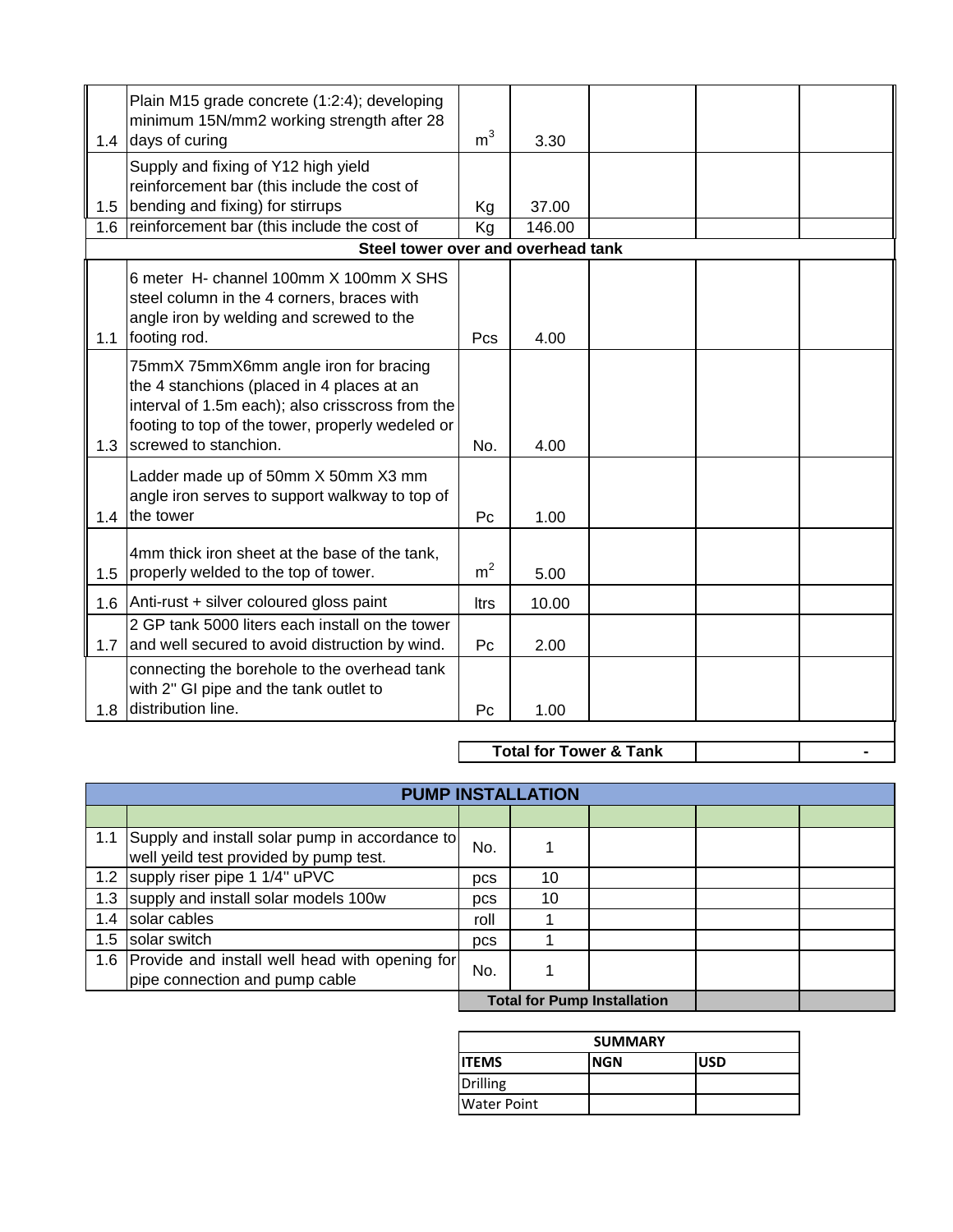| | | | | | | |
|---|---|---|---|---|---|---|
| 1.4 | Plain M15 grade concrete (1:2:4); developing minimum 15N/mm2 working strength after 28 days of curing | $m^3$ | 3.30 | | | |
| 1.5 | Supply and fixing of Y12 high yield reinforcement bar (this include the cost of bending and fixing) for stirrups | Kg | 37.00 | | | |
| 1.6 | reinforcement bar (this include the cost of | Kg | 146.00 | | | |
| | **Steel tower over and overhead tank** | | | | | |
| 1.1 | 6 meter H- channel 100mm X 100mm X SHS steel column in the 4 corners, braces with angle iron by welding and screwed to the footing rod. | Pcs | 4.00 | | | |
| 1.3 | 75mmX 75mmX6mm angle iron for bracing the 4 stanchions (placed in 4 places at an interval of 1.5m each); also crisscross from the footing to top of the tower, properly wedeled or screwed to stanchion. | No. | 4.00 | | | |
| 1.4 | Ladder made up of 50mm X 50mm X3 mm angle iron serves to support walkway to top of the tower | Pc | 1.00 | | | |
| 1.5 | 4mm thick iron sheet at the base of the tank, properly welded to the top of tower. | $m^2$ | 5.00 | | | |
| 1.6 | Anti-rust + silver coloured gloss paint | ltrs | 10.00 | | | |
| 1.7 | 2 GP tank 5000 liters each install on the tower and well secured to avoid distruction by wind. | Pc | 2.00 | | | |
| 1.8 | connecting the borehole to the overhead tank with 2" GI pipe and the tank outlet to distribution line. | Pc | 1.00 | | | |
| | | **Total for Tower & Tank** | | | | - |

| **PUMP INSTALLATION** | | | | | | |
|---|---|---|---|---|---|---|
| | | | | | | |
| 1.1 | Supply and install solar pump in accordance to well yeild test provided by pump test. | No. | 1 | | | |
| 1.2 | supply riser pipe 1 1/4" uPVC | pcs | 10 | | | |
| 1.3 | supply and install solar models 100w | pcs | 10 | | | |
| 1.4 | solar cables | roll | 1 | | | |
| 1.5 | solar switch | pcs | 1 | | | |
| 1.6 | Provide and install well head with opening for pipe connection and pump cable | No. | 1 | | | |
| | | **Total for Pump Installation** | | | | |

| **SUMMARY** | | |
|---|---|---|
| **ITEMS** | **NGN** | **USD** |
| Drilling | | |
| Water Point | | |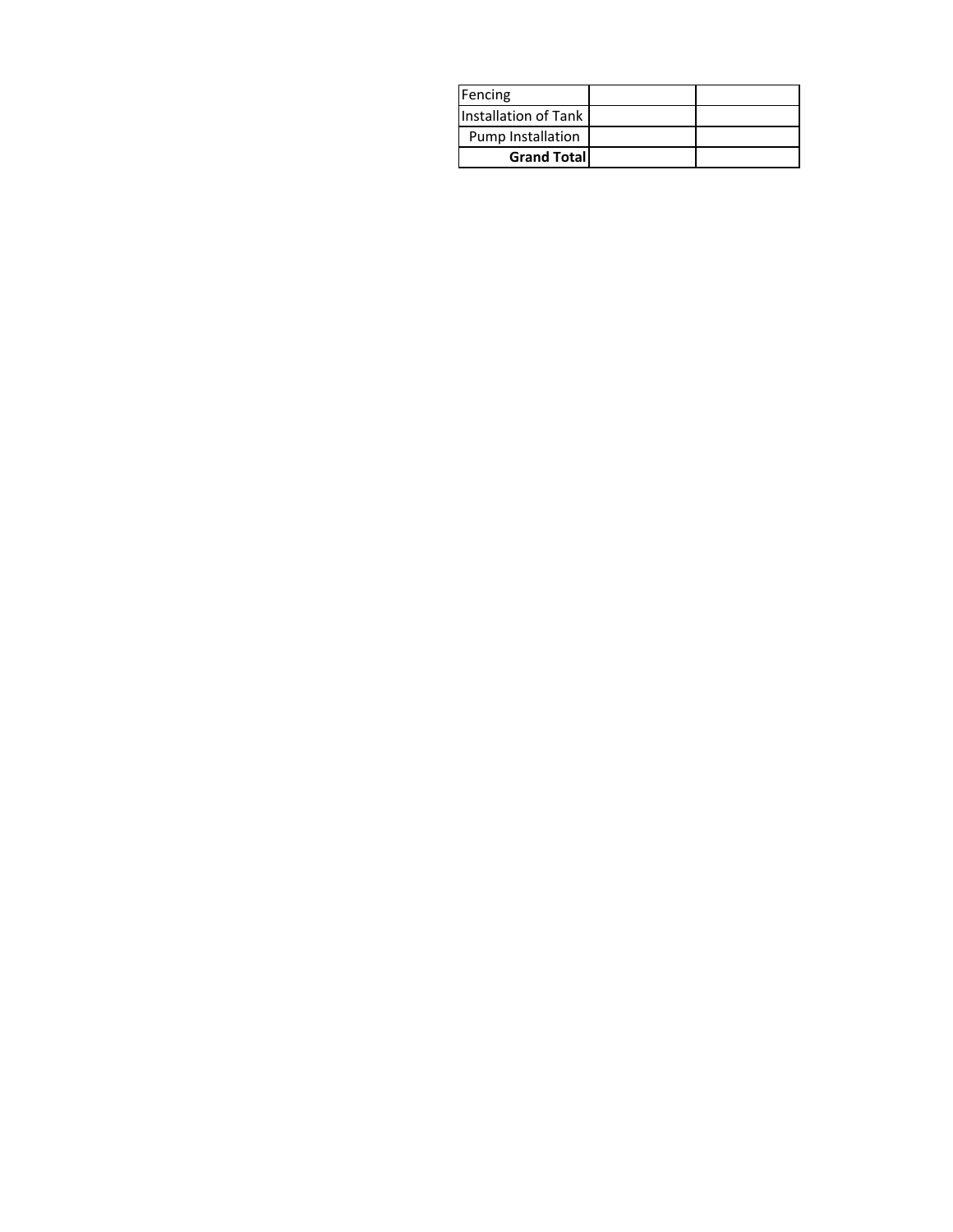| | | |
|---|---|---|
| Fencing | | |
| Installation of Tank | | |
| Pump Installation | | |
| **Grand Total** | | |